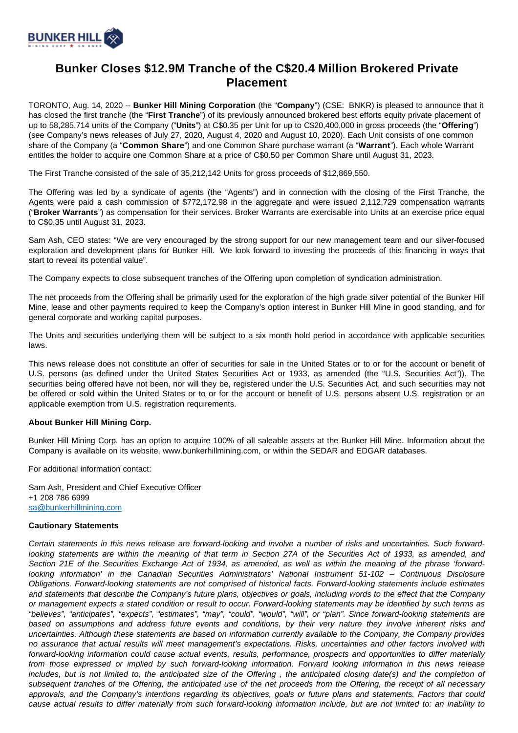# Bunker Closes $12.9M Tranche of the C$20.4 Million Brokered Private Placement

TORONTO, Aug. 14, 2020 -- **Bunker Hill Mining Corporation** (the "**Company**") (CSE: BNKR) is pleased to announce that it has closed the first tranche (the "**First Tranche**") of its previously announced brokered best efforts equity private placement of up to 58,285,714 units of the Company ("**Units**") at C$0.35 per Unit for up to C$20,400,000 in gross proceeds (the "**Offering**") (see Company's news releases of July 27, 2020, August 4, 2020 and August 10, 2020). Each Unit consists of one common share of the Company (a "**Common Share**") and one Common Share purchase warrant (a "**Warrant**"). Each whole Warrant entitles the holder to acquire one Common Share at a price of C$0.50 per Common Share until August 31, 2023.

The First Tranche consisted of the sale of 35,212,142 Units for gross proceeds of $12,869,550.

The Offering was led by a syndicate of agents (the "Agents") and in connection with the closing of the First Tranche, the Agents were paid a cash commission of $772,172.98 in the aggregate and were issued 2,112,729 compensation warrants ("**Broker Warrants**") as compensation for their services. Broker Warrants are exercisable into Units at an exercise price equal to C$0.35 until August 31, 2023.

Sam Ash, CEO states: "We are very encouraged by the strong support for our new management team and our silver-focused exploration and development plans for Bunker Hill. We look forward to investing the proceeds of this financing in ways that start to reveal its potential value".

The Company expects to close subsequent tranches of the Offering upon completion of syndication administration.

The net proceeds from the Offering shall be primarily used for the exploration of the high grade silver potential of the Bunker Hill Mine, lease and other payments required to keep the Company's option interest in Bunker Hill Mine in good standing, and for general corporate and working capital purposes.

The Units and securities underlying them will be subject to a six month hold period in accordance with applicable securities laws.

This news release does not constitute an offer of securities for sale in the United States or to or for the account or benefit of U.S. persons (as defined under the United States Securities Act or 1933, as amended (the "U.S. Securities Act")). The securities being offered have not been, nor will they be, registered under the U.S. Securities Act, and such securities may not be offered or sold within the United States or to or for the account or benefit of U.S. persons absent U.S. registration or an applicable exemption from U.S. registration requirements.

**About Bunker Hill Mining Corp.**

Bunker Hill Mining Corp. has an option to acquire 100% of all saleable assets at the Bunker Hill Mine. Information about the Company is available on its website, www.bunkerhillmining.com, or within the SEDAR and EDGAR databases.

For additional information contact:

Sam Ash, President and Chief Executive Officer
+1 208 786 6999
sa@bunkerhillmining.com

**Cautionary Statements**

*Certain statements in this news release are forward-looking and involve a number of risks and uncertainties. Such forward-looking statements are within the meaning of that term in Section 27A of the Securities Act of 1933, as amended, and Section 21E of the Securities Exchange Act of 1934, as amended, as well as within the meaning of the phrase 'forward-looking information' in the Canadian Securities Administrators' National Instrument 51-102 – Continuous Disclosure Obligations. Forward-looking statements are not comprised of historical facts. Forward-looking statements include estimates and statements that describe the Company's future plans, objectives or goals, including words to the effect that the Company or management expects a stated condition or result to occur. Forward-looking statements may be identified by such terms as "believes", "anticipates", "expects", "estimates", "may", "could", "would", "will", or "plan". Since forward-looking statements are based on assumptions and address future events and conditions, by their very nature they involve inherent risks and uncertainties. Although these statements are based on information currently available to the Company, the Company provides no assurance that actual results will meet management's expectations. Risks, uncertainties and other factors involved with forward-looking information could cause actual events, results, performance, prospects and opportunities to differ materially from those expressed or implied by such forward-looking information. Forward looking information in this news release includes, but is not limited to, the anticipated size of the Offering , the anticipated closing date(s) and the completion of subsequent tranches of the Offering, the anticipated use of the net proceeds from the Offering, the receipt of all necessary approvals, and the Company's intentions regarding its objectives, goals or future plans and statements. Factors that could cause actual results to differ materially from such forward-looking information include, but are not limited to: an inability to*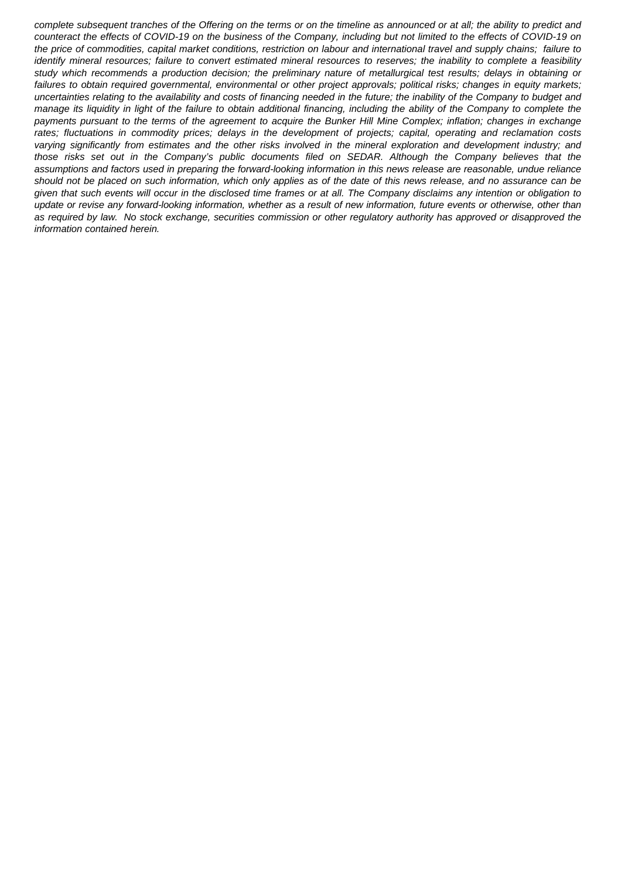*complete subsequent tranches of the Offering on the terms or on the timeline as announced or at all; the ability to predict and counteract the effects of COVID-19 on the business of the Company, including but not limited to the effects of COVID-19 on the price of commodities, capital market conditions, restriction on labour and international travel and supply chains; failure to identify mineral resources; failure to convert estimated mineral resources to reserves; the inability to complete a feasibility study which recommends a production decision; the preliminary nature of metallurgical test results; delays in obtaining or failures to obtain required governmental, environmental or other project approvals; political risks; changes in equity markets; uncertainties relating to the availability and costs of financing needed in the future; the inability of the Company to budget and manage its liquidity in light of the failure to obtain additional financing, including the ability of the Company to complete the payments pursuant to the terms of the agreement to acquire the Bunker Hill Mine Complex; inflation; changes in exchange rates; fluctuations in commodity prices; delays in the development of projects; capital, operating and reclamation costs varying significantly from estimates and the other risks involved in the mineral exploration and development industry; and those risks set out in the Company's public documents filed on SEDAR. Although the Company believes that the assumptions and factors used in preparing the forward-looking information in this news release are reasonable, undue reliance should not be placed on such information, which only applies as of the date of this news release, and no assurance can be given that such events will occur in the disclosed time frames or at all. The Company disclaims any intention or obligation to update or revise any forward-looking information, whether as a result of new information, future events or otherwise, other than as required by law. No stock exchange, securities commission or other regulatory authority has approved or disapproved the information contained herein.*